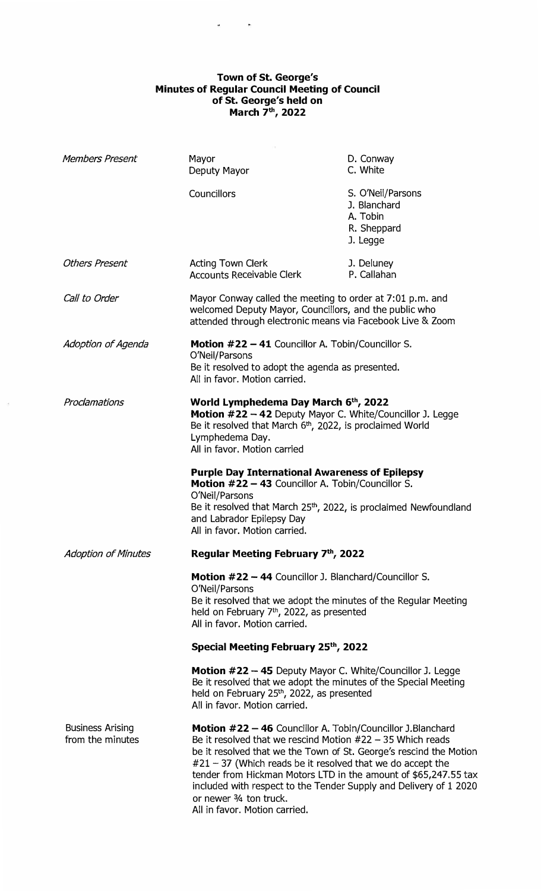# Town of St. George's
## Minutes of Regular Council Meeting of Council of St. George's held on March 7th, 2022

| | | |
|---|---|---|
| *Members Present* | Mayor | D. Conway |
| | Deputy Mayor | C. White |
| | Councillors | S. O'Neil/Parsons |
| | | J. Blanchard |
| | | A. Tobin |
| | | R. Sheppard |
| | | J. Legge |
| *Others Present* | Acting Town Clerk | J. Deluney |
| | Accounts Receivable Clerk | P. Callahan |

*Call to Order*

Mayor Conway called the meeting to order at 7:01 p.m. and welcomed Deputy Mayor, Councillors, and the public who attended through electronic means via Facebook Live & Zoom

*Adoption of Agenda*

**Motion #22 – 41** Councillor A. Tobin/Councillor S. O'Neil/Parsons
Be it resolved to adopt the agenda as presented.
All in favor. Motion carried.

*Proclamations*

**World Lymphedema Day March 6th, 2022**
**Motion #22 – 42** Deputy Mayor C. White/Councillor J. Legge
Be it resolved that March 6th, 2022, is proclaimed World Lymphedema Day.
All in favor. Motion carried

**Purple Day International Awareness of Epilepsy**
**Motion #22 – 43** Councillor A. Tobin/Councillor S. O'Neil/Parsons
Be it resolved that March 25th, 2022, is proclaimed Newfoundland and Labrador Epilepsy Day
All in favor. Motion carried.

*Adoption of Minutes*

**Regular Meeting February 7th, 2022**

**Motion #22 – 44** Councillor J. Blanchard/Councillor S. O'Neil/Parsons
Be it resolved that we adopt the minutes of the Regular Meeting held on February 7th, 2022, as presented
All in favor. Motion carried.

**Special Meeting February 25th, 2022**

**Motion #22 – 45** Deputy Mayor C. White/Councillor J. Legge
Be it resolved that we adopt the minutes of the Special Meeting held on February 25th, 2022, as presented
All in favor. Motion carried.

Business Arising from the minutes

**Motion #22 – 46** Councillor A. Tobin/Councillor J.Blanchard
Be it resolved that we rescind Motion #22 – 35 Which reads be it resolved that we the Town of St. George's rescind the Motion #21 – 37 (Which reads be it resolved that we do accept the tender from Hickman Motors LTD in the amount of $65,247.55 tax included with respect to the Tender Supply and Delivery of 1 2020 or newer ¾ ton truck.
All in favor. Motion carried.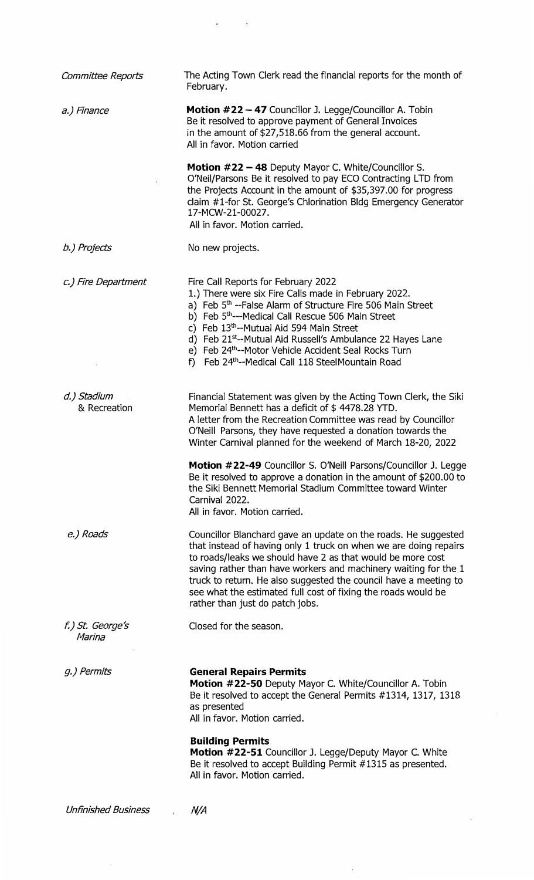*Committee Reports*

The Acting Town Clerk read the financial reports for the month of February.

*a.) Finance*

**Motion #22 – 47** Councillor J. Legge/Councillor A. Tobin
Be it resolved to approve payment of General Invoices in the amount of $27,518.66 from the general account.
All in favor. Motion carried

**Motion #22 – 48** Deputy Mayor C. White/Councillor S. O'Neil/Parsons Be it resolved to pay ECO Contracting LTD from the Projects Account in the amount of $35,397.00 for progress claim #1-for St. George's Chlorination Bldg Emergency Generator 17-MCW-21-00027.
All in favor. Motion carried.

*b.) Projects*

No new projects.

*c.) Fire Department*

Fire Call Reports for February 2022

1.) There were six Fire Calls made in February 2022.

a) Feb 5th --False Alarm of Structure Fire 506 Main Street
b) Feb 5th---Medical Call Rescue 506 Main Street
c) Feb 13th--Mutual Aid 594 Main Street
d) Feb 21st--Mutual Aid Russell's Ambulance 22 Hayes Lane
e) Feb 24th--Motor Vehicle Accident Seal Rocks Turn
f) Feb 24th--Medical Call 118 SteelMountain Road

*d.) Stadium & Recreation*

Financial Statement was given by the Acting Town Clerk, the Siki Memorial Bennett has a deficit of $ 4478.28 YTD.
A letter from the Recreation Committee was read by Councillor O'Neill Parsons, they have requested a donation towards the Winter Carnival planned for the weekend of March 18-20, 2022

**Motion #22-49** Councillor S. O'Neill Parsons/Councillor J. Legge
Be it resolved to approve a donation in the amount of $200.00 to the Siki Bennett Memorial Stadium Committee toward Winter Carnival 2022.
All in favor. Motion carried.

*e.) Roads*

Councillor Blanchard gave an update on the roads. He suggested that instead of having only 1 truck on when we are doing repairs to roads/leaks we should have 2 as that would be more cost saving rather than have workers and machinery waiting for the 1 truck to return. He also suggested the council have a meeting to see what the estimated full cost of fixing the roads would be rather than just do patch jobs.

*f.) St. George's Marina*

Closed for the season.

*g.) Permits*

**General Repairs Permits**
**Motion #22-50** Deputy Mayor C. White/Councillor A. Tobin
Be it resolved to accept the General Permits #1314, 1317, 1318 as presented
All in favor. Motion carried.

**Building Permits**
**Motion #22-51** Councillor J. Legge/Deputy Mayor C. White
Be it resolved to accept Building Permit #1315 as presented.
All in favor. Motion carried.

*Unfinished Business*

*N/A*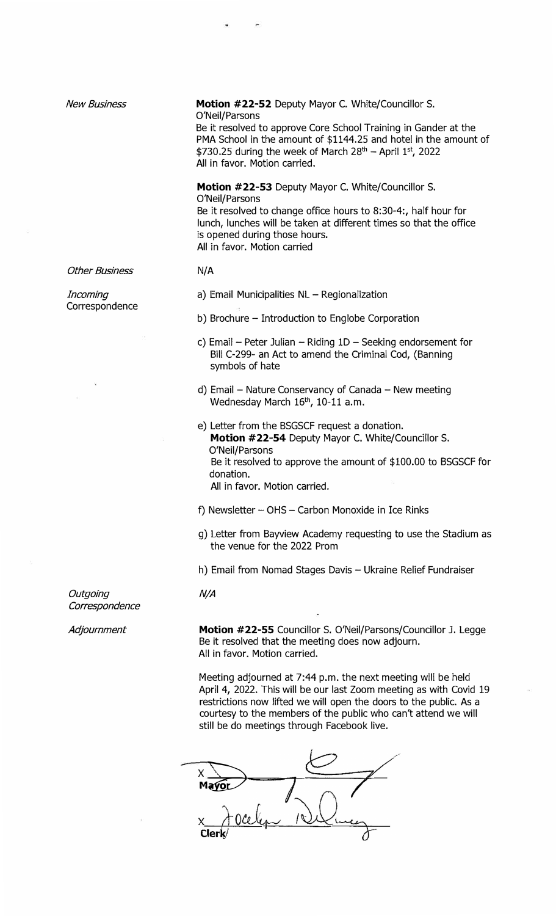*New Business*

**Motion #22-52** Deputy Mayor C. White/Councillor S. O'Neil/Parsons
Be it resolved to approve Core School Training in Gander at the PMA School in the amount of $1144.25 and hotel in the amount of $730.25 during the week of March 28th – April 1st, 2022
All in favor. Motion carried.

**Motion #22-53** Deputy Mayor C. White/Councillor S. O'Neil/Parsons
Be it resolved to change office hours to 8:30-4:, half hour for lunch, lunches will be taken at different times so that the office is opened during those hours.
All in favor. Motion carried

*Other Business*

N/A

*Incoming* Correspondence

a) Email Municipalities NL – Regionalization

b) Brochure – Introduction to Englobe Corporation

c) Email – Peter Julian – Riding 1D – Seeking endorsement for Bill C-299- an Act to amend the Criminal Cod, (Banning symbols of hate

d) Email – Nature Conservancy of Canada – New meeting Wednesday March 16th, 10-11 a.m.

e) Letter from the BSGSCF request a donation.
**Motion #22-54** Deputy Mayor C. White/Councillor S. O'Neil/Parsons
Be it resolved to approve the amount of $100.00 to BSGSCF for donation.
All in favor. Motion carried.

f) Newsletter – OHS – Carbon Monoxide in Ice Rinks

g) Letter from Bayview Academy requesting to use the Stadium as the venue for the 2022 Prom

h) Email from Nomad Stages Davis – Ukraine Relief Fundraiser

*Outgoing Correspondence*

*N/A*

*Adjournment*

**Motion #22-55** Councillor S. O'Neil/Parsons/Councillor J. Legge
Be it resolved that the meeting does now adjourn.
All in favor. Motion carried.

Meeting adjourned at 7:44 p.m. the next meeting will be held April 4, 2022. This will be our last Zoom meeting as with Covid 19 restrictions now lifted we will open the doors to the public. As a courtesy to the members of the public who can't attend we will still be do meetings through Facebook live.

X ______________________
**Mayor**

X ______________________
**Clerk**